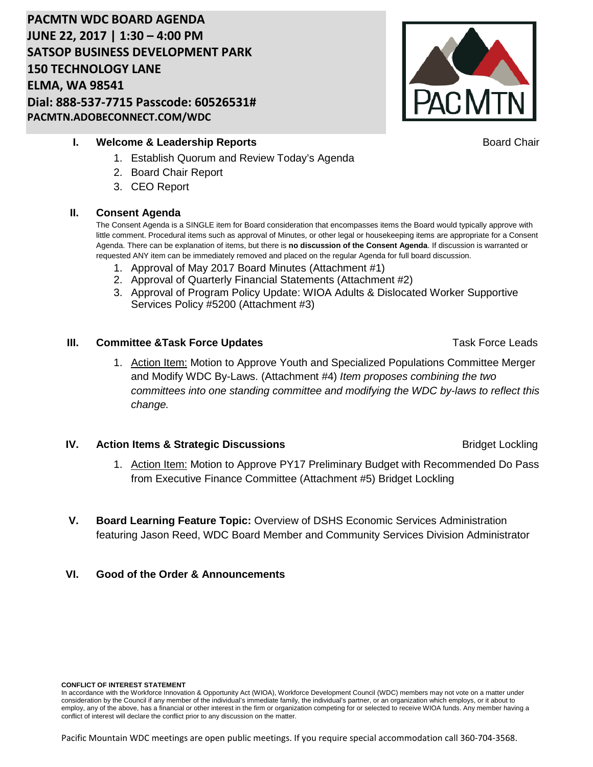# PACMTN WDC BOARD AGENDA
**JUNE 22, 2017 | 1:30 – 4:00 PM**
**SATSOP BUSINESS DEVELOPMENT PARK**
**150 TECHNOLOGY LANE**
**ELMA, WA 98541**
**Dial: 888-537-7715 Passcode: 60526531#**
**PACMTN.ADOBECONNECT.COM/WDC**

PACMTN

## I. Welcome & Leadership Reports — Board Chair

1. Establish Quorum and Review Today's Agenda
2. Board Chair Report
3. CEO Report

## II. Consent Agenda

The Consent Agenda is a SINGLE item for Board consideration that encompasses items the Board would typically approve with little comment. Procedural items such as approval of Minutes, or other legal or housekeeping items are appropriate for a Consent Agenda. There can be explanation of items, but there is **no discussion of the Consent Agenda**. If discussion is warranted or requested ANY item can be immediately removed and placed on the regular Agenda for full board discussion.

1. Approval of May 2017 Board Minutes (Attachment #1)
2. Approval of Quarterly Financial Statements (Attachment #2)
3. Approval of Program Policy Update: WIOA Adults & Dislocated Worker Supportive Services Policy #5200 (Attachment #3)

## III. Committee &Task Force Updates — Task Force Leads

1. Action Item: Motion to Approve Youth and Specialized Populations Committee Merger and Modify WDC By-Laws. (Attachment #4) *Item proposes combining the two committees into one standing committee and modifying the WDC by-laws to reflect this change.*

## IV. Action Items & Strategic Discussions — Bridget Lockling

1. Action Item: Motion to Approve PY17 Preliminary Budget with Recommended Do Pass from Executive Finance Committee (Attachment #5) Bridget Lockling

## V. Board Learning Feature Topic: Overview of DSHS Economic Services Administration featuring Jason Reed, WDC Board Member and Community Services Division Administrator

## VI. Good of the Order & Announcements

**CONFLICT OF INTEREST STATEMENT**

In accordance with the Workforce Innovation & Opportunity Act (WIOA), Workforce Development Council (WDC) members may not vote on a matter under consideration by the Council if any member of the individual's immediate family, the individual's partner, or an organization which employs, or it about to employ, any of the above, has a financial or other interest in the firm or organization competing for or selected to receive WIOA funds. Any member having a conflict of interest will declare the conflict prior to any discussion on the matter.

Pacific Mountain WDC meetings are open public meetings. If you require special accommodation call 360-704-3568.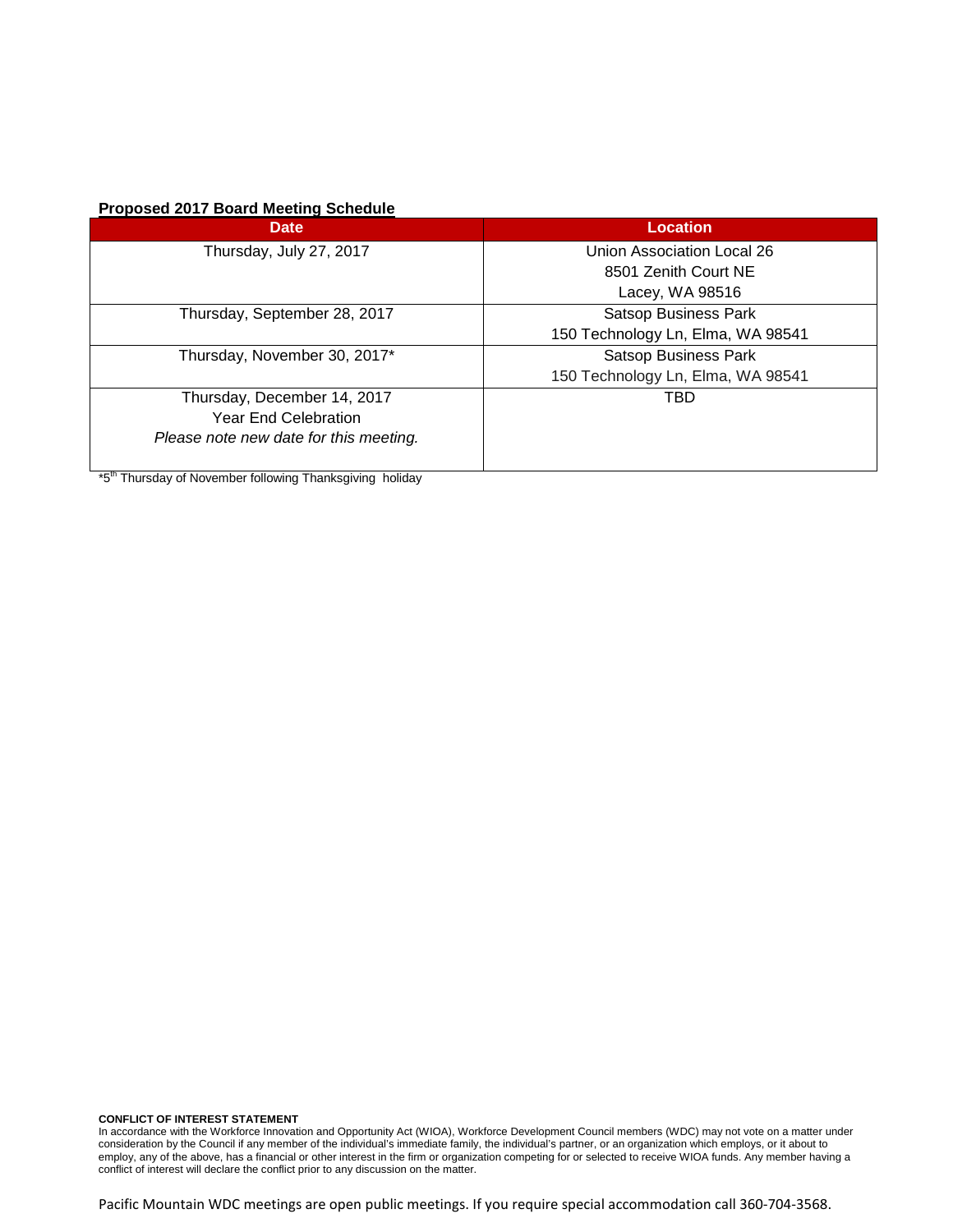**Proposed 2017 Board Meeting Schedule**

| Date | Location |
| --- | --- |
| Thursday, July 27, 2017 | Union Association Local 26<br>8501 Zenith Court NE<br>Lacey, WA 98516 |
| Thursday, September 28, 2017 | Satsop Business Park<br>150 Technology Ln, Elma, WA 98541 |
| Thursday, November 30, 2017* | Satsop Business Park<br>150 Technology Ln, Elma, WA 98541 |
| Thursday, December 14, 2017<br>Year End Celebration<br>*Please note new date for this meeting.* | TBD |

*5th Thursday of November following Thanksgiving holiday

**CONFLICT OF INTEREST STATEMENT**

In accordance with the Workforce Innovation and Opportunity Act (WIOA), Workforce Development Council members (WDC) may not vote on a matter under consideration by the Council if any member of the individual's immediate family, the individual's partner, or an organization which employs, or it about to employ, any of the above, has a financial or other interest in the firm or organization competing for or selected to receive WIOA funds. Any member having a conflict of interest will declare the conflict prior to any discussion on the matter.

Pacific Mountain WDC meetings are open public meetings. If you require special accommodation call 360-704-3568.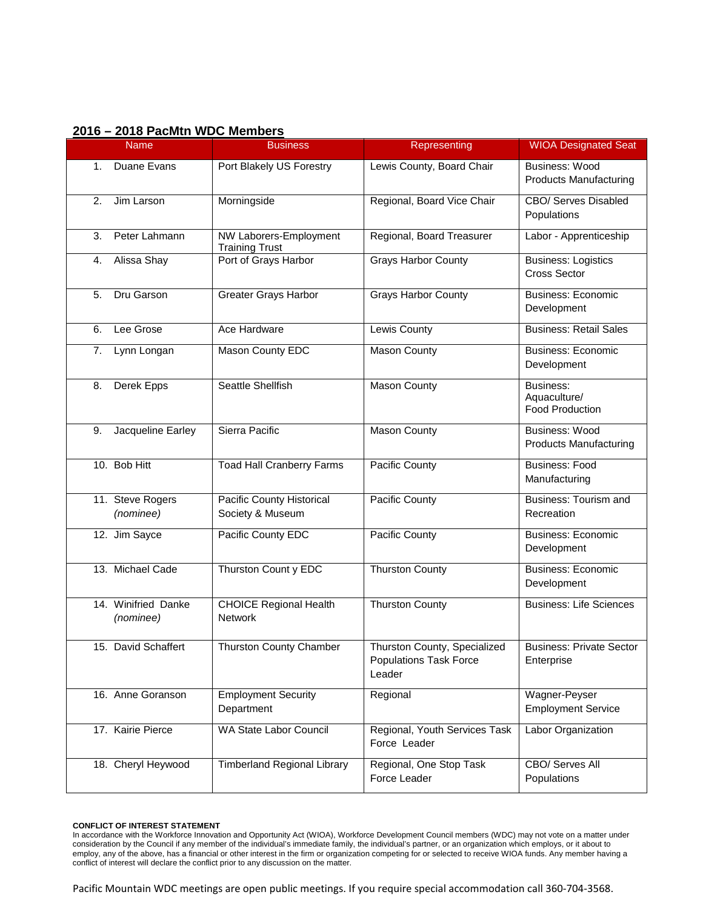## 2016 – 2018 PacMtn WDC Members

| Name | Business | Representing | WIOA Designated Seat |
|---|---|---|---|
| 1. Duane Evans | Port Blakely US Forestry | Lewis County, Board Chair | Business: Wood Products Manufacturing |
| 2. Jim Larson | Morningside | Regional, Board Vice Chair | CBO/ Serves Disabled Populations |
| 3. Peter Lahmann | NW Laborers-Employment Training Trust | Regional, Board Treasurer | Labor - Apprenticeship |
| 4. Alissa Shay | Port of Grays Harbor | Grays Harbor County | Business: Logistics Cross Sector |
| 5. Dru Garson | Greater Grays Harbor | Grays Harbor County | Business: Economic Development |
| 6. Lee Grose | Ace Hardware | Lewis County | Business: Retail Sales |
| 7. Lynn Longan | Mason County EDC | Mason County | Business: Economic Development |
| 8. Derek Epps | Seattle Shellfish | Mason County | Business: Aquaculture/ Food Production |
| 9. Jacqueline Earley | Sierra Pacific | Mason County | Business: Wood Products Manufacturing |
| 10. Bob Hitt | Toad Hall Cranberry Farms | Pacific County | Business: Food Manufacturing |
| 11. Steve Rogers *(nominee)* | Pacific County Historical Society & Museum | Pacific County | Business: Tourism and Recreation |
| 12. Jim Sayce | Pacific County EDC | Pacific County | Business: Economic Development |
| 13. Michael Cade | Thurston Count y EDC | Thurston County | Business: Economic Development |
| 14. Winifried Danke *(nominee)* | CHOICE Regional Health Network | Thurston County | Business: Life Sciences |
| 15. David Schaffert | Thurston County Chamber | Thurston County, Specialized Populations Task Force Leader | Business: Private Sector Enterprise |
| 16. Anne Goranson | Employment Security Department | Regional | Wagner-Peyser Employment Service |
| 17. Kairie Pierce | WA State Labor Council | Regional, Youth Services Task Force Leader | Labor Organization |
| 18. Cheryl Heywood | Timberland Regional Library | Regional, One Stop Task Force Leader | CBO/ Serves All Populations |

**CONFLICT OF INTEREST STATEMENT**

In accordance with the Workforce Innovation and Opportunity Act (WIOA), Workforce Development Council members (WDC) may not vote on a matter under consideration by the Council if any member of the individual's immediate family, the individual's partner, or an organization which employs, or it about to employ, any of the above, has a financial or other interest in the firm or organization competing for or selected to receive WIOA funds. Any member having a conflict of interest will declare the conflict prior to any discussion on the matter.

Pacific Mountain WDC meetings are open public meetings. If you require special accommodation call 360-704-3568.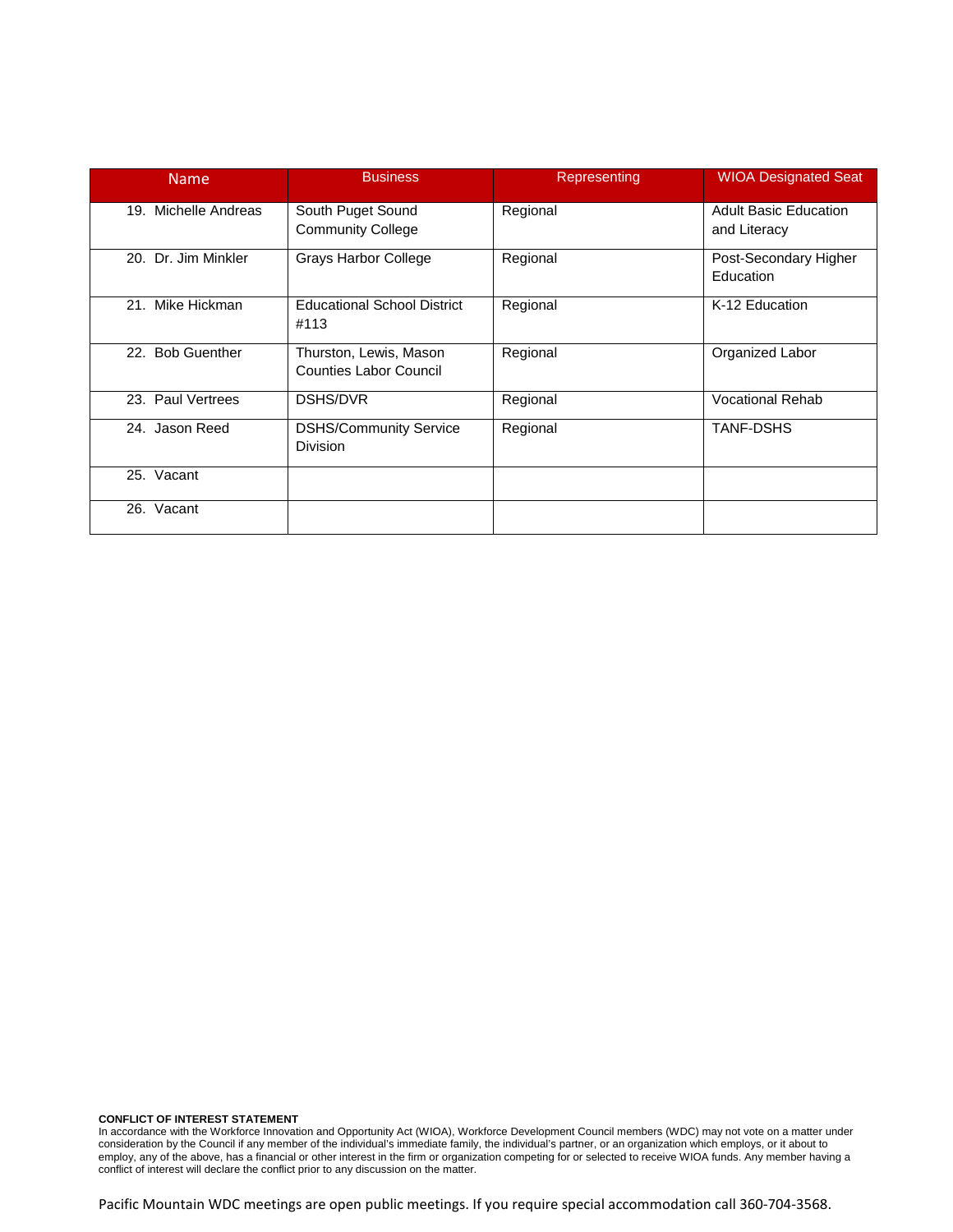| Name | Business | Representing | WIOA Designated Seat |
|---|---|---|---|
| 19. Michelle Andreas | South Puget Sound Community College | Regional | Adult Basic Education and Literacy |
| 20. Dr. Jim Minkler | Grays Harbor College | Regional | Post-Secondary Higher Education |
| 21. Mike Hickman | Educational School District #113 | Regional | K-12 Education |
| 22. Bob Guenther | Thurston, Lewis, Mason Counties Labor Council | Regional | Organized Labor |
| 23. Paul Vertrees | DSHS/DVR | Regional | Vocational Rehab |
| 24. Jason Reed | DSHS/Community Service Division | Regional | TANF-DSHS |
| 25. Vacant | | | |
| 26. Vacant | | | |

**CONFLICT OF INTEREST STATEMENT**
In accordance with the Workforce Innovation and Opportunity Act (WIOA), Workforce Development Council members (WDC) may not vote on a matter under consideration by the Council if any member of the individual's immediate family, the individual's partner, or an organization which employs, or it about to employ, any of the above, has a financial or other interest in the firm or organization competing for or selected to receive WIOA funds. Any member having a conflict of interest will declare the conflict prior to any discussion on the matter.

Pacific Mountain WDC meetings are open public meetings. If you require special accommodation call 360-704-3568.